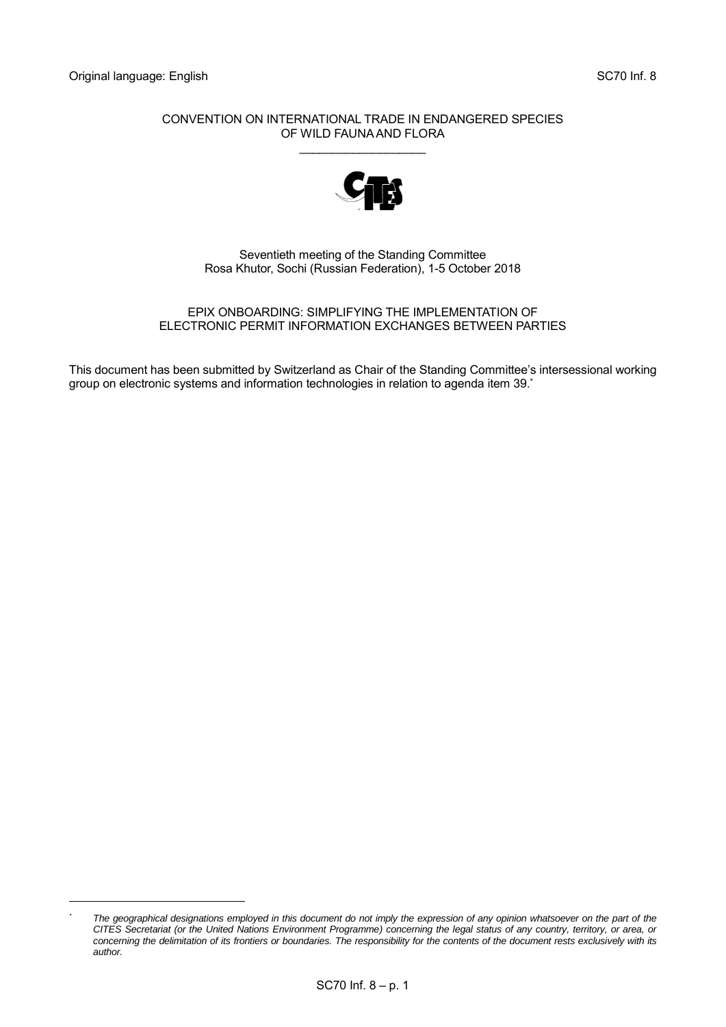Original language: English SC70 Inf. 8

CONVENTION ON INTERNATIONAL TRADE IN ENDANGERED SPECIES
OF WILD FAUNA AND FLORA

\_\_\_\_\_\_\_\_\_\_\_\_\_\_\_\_\_\_\_

Seventieth meeting of the Standing Committee
Rosa Khutor, Sochi (Russian Federation), 1-5 October 2018

# EPIX ONBOARDING: SIMPLIFYING THE IMPLEMENTATION OF ELECTRONIC PERMIT INFORMATION EXCHANGES BETWEEN PARTIES

This document has been submitted by Switzerland as Chair of the Standing Committee's intersessional working group on electronic systems and information technologies in relation to agenda item 39.*

\* *The geographical designations employed in this document do not imply the expression of any opinion whatsoever on the part of the CITES Secretariat (or the United Nations Environment Programme) concerning the legal status of any country, territory, or area, or concerning the delimitation of its frontiers or boundaries. The responsibility for the contents of the document rests exclusively with its author.*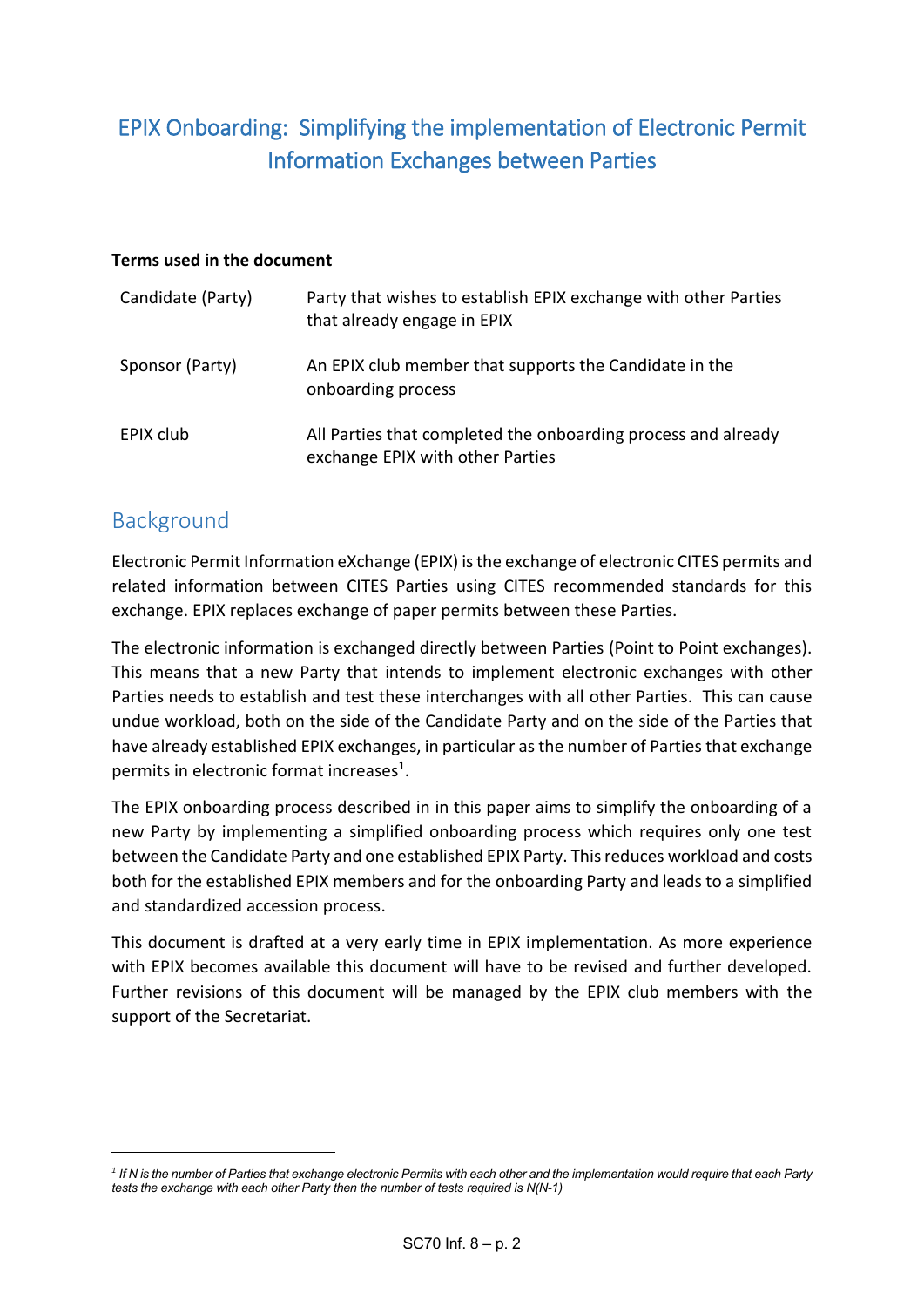# EPIX Onboarding: Simplifying the implementation of Electronic Permit Information Exchanges between Parties

**Terms used in the document**

| | |
|---|---|
| Candidate (Party) | Party that wishes to establish EPIX exchange with other Parties that already engage in EPIX |
| Sponsor (Party) | An EPIX club member that supports the Candidate in the onboarding process |
| EPIX club | All Parties that completed the onboarding process and already exchange EPIX with other Parties |

## Background

Electronic Permit Information eXchange (EPIX) is the exchange of electronic CITES permits and related information between CITES Parties using CITES recommended standards for this exchange. EPIX replaces exchange of paper permits between these Parties.

The electronic information is exchanged directly between Parties (Point to Point exchanges). This means that a new Party that intends to implement electronic exchanges with other Parties needs to establish and test these interchanges with all other Parties. This can cause undue workload, both on the side of the Candidate Party and on the side of the Parties that have already established EPIX exchanges, in particular as the number of Parties that exchange permits in electronic format increases[1].

The EPIX onboarding process described in in this paper aims to simplify the onboarding of a new Party by implementing a simplified onboarding process which requires only one test between the Candidate Party and one established EPIX Party. This reduces workload and costs both for the established EPIX members and for the onboarding Party and leads to a simplified and standardized accession process.

This document is drafted at a very early time in EPIX implementation. As more experience with EPIX becomes available this document will have to be revised and further developed. Further revisions of this document will be managed by the EPIX club members with the support of the Secretariat.

---

[1] *If N is the number of Parties that exchange electronic Permits with each other and the implementation would require that each Party tests the exchange with each other Party then the number of tests required is $N(N-1)$*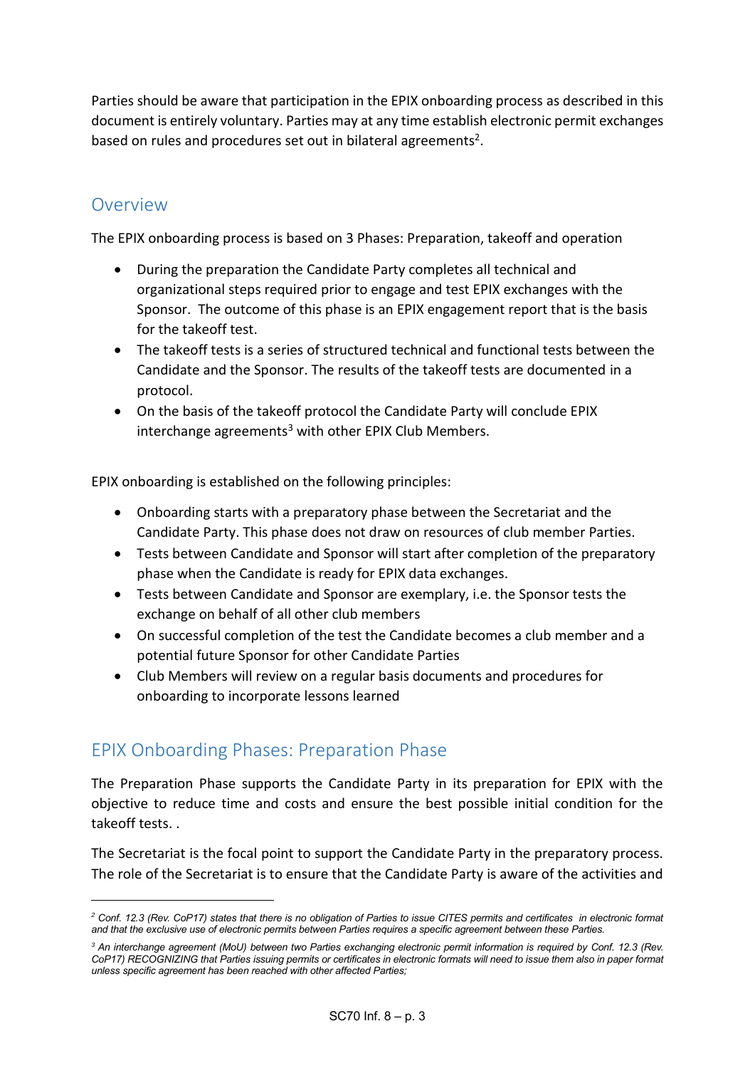Parties should be aware that participation in the EPIX onboarding process as described in this document is entirely voluntary. Parties may at any time establish electronic permit exchanges based on rules and procedures set out in bilateral agreements[2].

## Overview

The EPIX onboarding process is based on 3 Phases: Preparation, takeoff and operation

- During the preparation the Candidate Party completes all technical and organizational steps required prior to engage and test EPIX exchanges with the Sponsor. The outcome of this phase is an EPIX engagement report that is the basis for the takeoff test.
- The takeoff tests is a series of structured technical and functional tests between the Candidate and the Sponsor. The results of the takeoff tests are documented in a protocol.
- On the basis of the takeoff protocol the Candidate Party will conclude EPIX interchange agreements[3] with other EPIX Club Members.

EPIX onboarding is established on the following principles:

- Onboarding starts with a preparatory phase between the Secretariat and the Candidate Party. This phase does not draw on resources of club member Parties.
- Tests between Candidate and Sponsor will start after completion of the preparatory phase when the Candidate is ready for EPIX data exchanges.
- Tests between Candidate and Sponsor are exemplary, i.e. the Sponsor tests the exchange on behalf of all other club members
- On successful completion of the test the Candidate becomes a club member and a potential future Sponsor for other Candidate Parties
- Club Members will review on a regular basis documents and procedures for onboarding to incorporate lessons learned

## EPIX Onboarding Phases: Preparation Phase

The Preparation Phase supports the Candidate Party in its preparation for EPIX with the objective to reduce time and costs and ensure the best possible initial condition for the takeoff tests. .

The Secretariat is the focal point to support the Candidate Party in the preparatory process. The role of the Secretariat is to ensure that the Candidate Party is aware of the activities and

---

*[2] Conf. 12.3 (Rev. CoP17) states that there is no obligation of Parties to issue CITES permits and certificates in electronic format and that the exclusive use of electronic permits between Parties requires a specific agreement between these Parties.*

*[3] An interchange agreement (MoU) between two Parties exchanging electronic permit information is required by Conf. 12.3 (Rev. CoP17) RECOGNIZING that Parties issuing permits or certificates in electronic formats will need to issue them also in paper format unless specific agreement has been reached with other affected Parties;*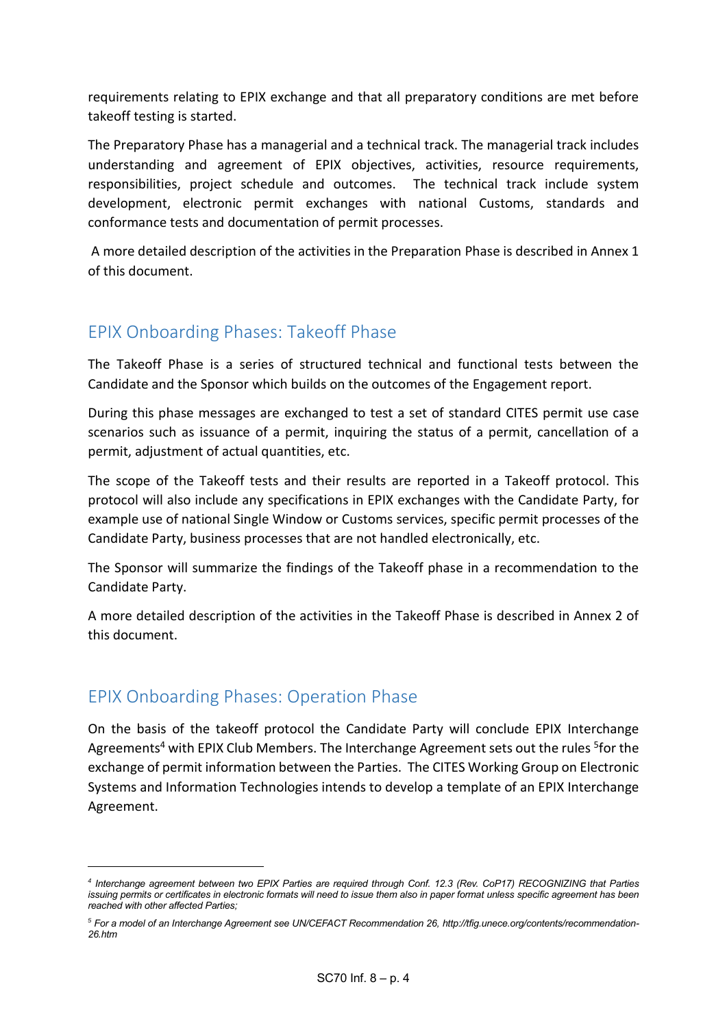requirements relating to EPIX exchange and that all preparatory conditions are met before takeoff testing is started.

The Preparatory Phase has a managerial and a technical track. The managerial track includes understanding and agreement of EPIX objectives, activities, resource requirements, responsibilities, project schedule and outcomes. The technical track include system development, electronic permit exchanges with national Customs, standards and conformance tests and documentation of permit processes.

A more detailed description of the activities in the Preparation Phase is described in Annex 1 of this document.

## EPIX Onboarding Phases: Takeoff Phase

The Takeoff Phase is a series of structured technical and functional tests between the Candidate and the Sponsor which builds on the outcomes of the Engagement report.

During this phase messages are exchanged to test a set of standard CITES permit use case scenarios such as issuance of a permit, inquiring the status of a permit, cancellation of a permit, adjustment of actual quantities, etc.

The scope of the Takeoff tests and their results are reported in a Takeoff protocol. This protocol will also include any specifications in EPIX exchanges with the Candidate Party, for example use of national Single Window or Customs services, specific permit processes of the Candidate Party, business processes that are not handled electronically, etc.

The Sponsor will summarize the findings of the Takeoff phase in a recommendation to the Candidate Party.

A more detailed description of the activities in the Takeoff Phase is described in Annex 2 of this document.

## EPIX Onboarding Phases: Operation Phase

On the basis of the takeoff protocol the Candidate Party will conclude EPIX Interchange Agreements[4] with EPIX Club Members. The Interchange Agreement sets out the rules [5]for the exchange of permit information between the Parties. The CITES Working Group on Electronic Systems and Information Technologies intends to develop a template of an EPIX Interchange Agreement.

---

[4] *Interchange agreement between two EPIX Parties are required through Conf. 12.3 (Rev. CoP17) RECOGNIZING that Parties issuing permits or certificates in electronic formats will need to issue them also in paper format unless specific agreement has been reached with other affected Parties;*

[5] *For a model of an Interchange Agreement see UN/CEFACT Recommendation 26, http://tfig.unece.org/contents/recommendation-26.htm*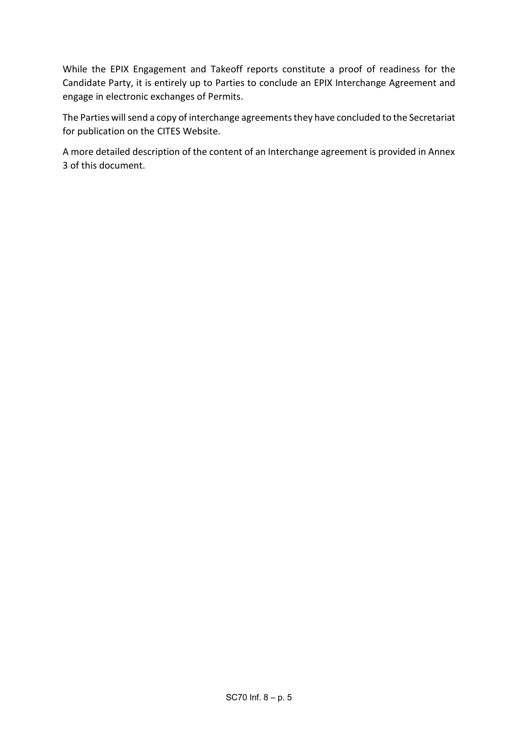While the EPIX Engagement and Takeoff reports constitute a proof of readiness for the Candidate Party, it is entirely up to Parties to conclude an EPIX Interchange Agreement and engage in electronic exchanges of Permits.

The Parties will send a copy of interchange agreements they have concluded to the Secretariat for publication on the CITES Website.

A more detailed description of the content of an Interchange agreement is provided in Annex 3 of this document.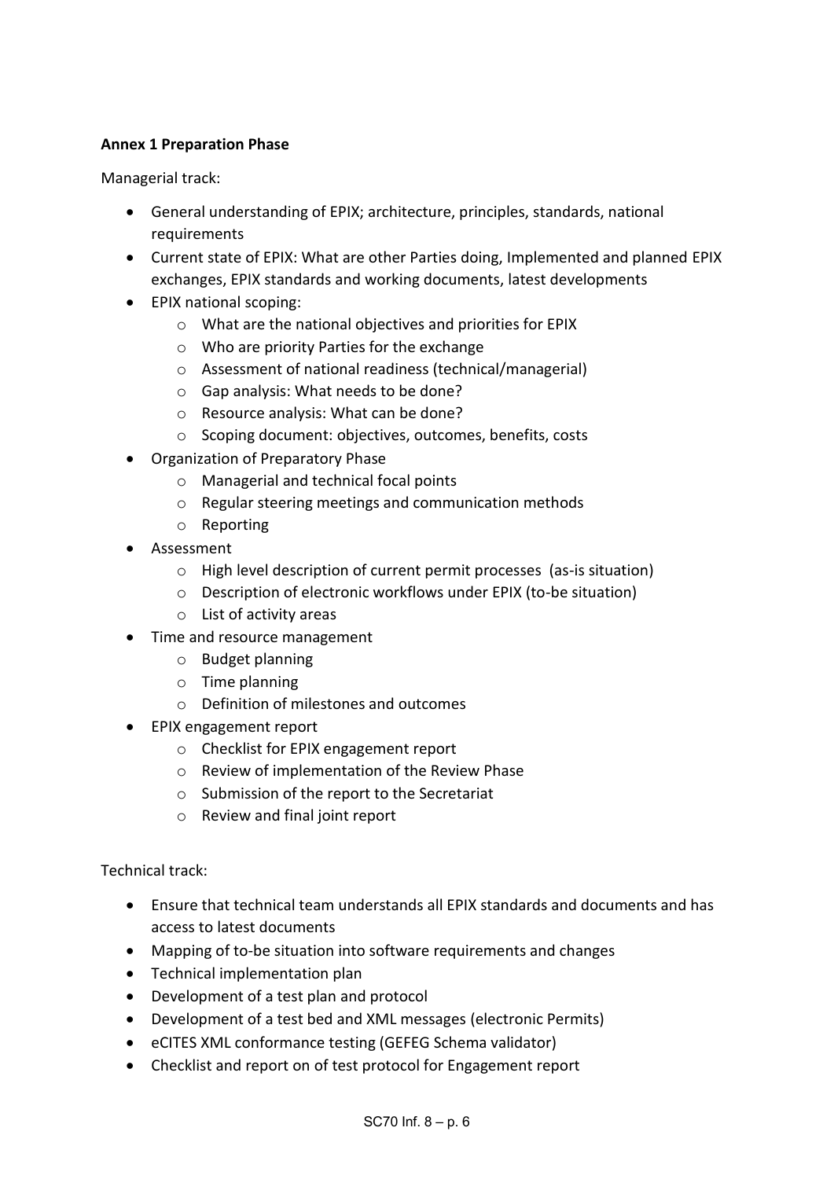**Annex 1 Preparation Phase**

Managerial track:

- General understanding of EPIX; architecture, principles, standards, national requirements
- Current state of EPIX: What are other Parties doing, Implemented and planned EPIX exchanges, EPIX standards and working documents, latest developments
- EPIX national scoping:
    - What are the national objectives and priorities for EPIX
    - Who are priority Parties for the exchange
    - Assessment of national readiness (technical/managerial)
    - Gap analysis: What needs to be done?
    - Resource analysis: What can be done?
    - Scoping document: objectives, outcomes, benefits, costs
- Organization of Preparatory Phase
    - Managerial and technical focal points
    - Regular steering meetings and communication methods
    - Reporting
- Assessment
    - High level description of current permit processes (as-is situation)
    - Description of electronic workflows under EPIX (to-be situation)
    - List of activity areas
- Time and resource management
    - Budget planning
    - Time planning
    - Definition of milestones and outcomes
- EPIX engagement report
    - Checklist for EPIX engagement report
    - Review of implementation of the Review Phase
    - Submission of the report to the Secretariat
    - Review and final joint report

Technical track:

- Ensure that technical team understands all EPIX standards and documents and has access to latest documents
- Mapping of to-be situation into software requirements and changes
- Technical implementation plan
- Development of a test plan and protocol
- Development of a test bed and XML messages (electronic Permits)
- eCITES XML conformance testing (GEFEG Schema validator)
- Checklist and report on of test protocol for Engagement report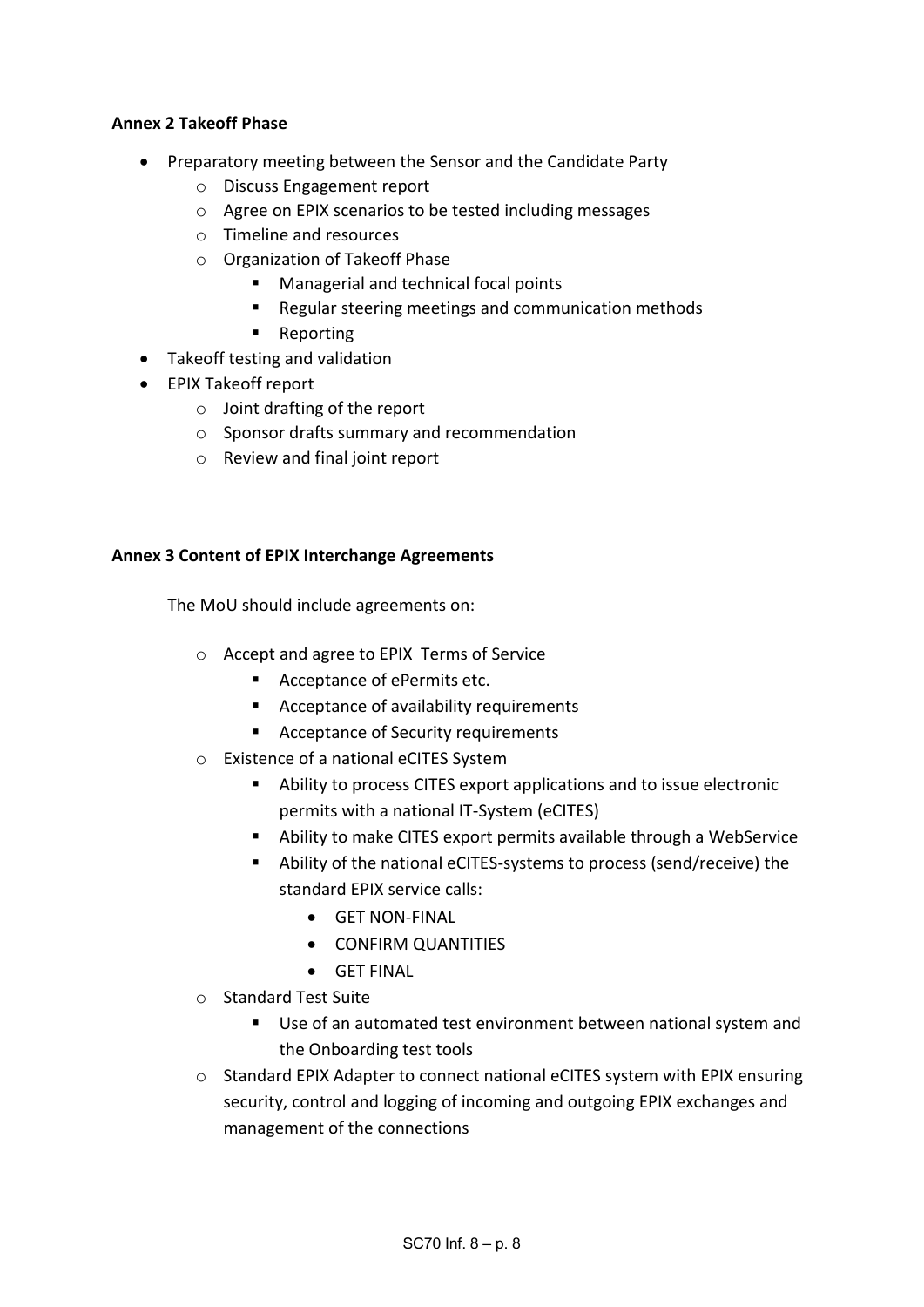**Annex 2 Takeoff Phase**

- Preparatory meeting between the Sensor and the Candidate Party
    - Discuss Engagement report
    - Agree on EPIX scenarios to be tested including messages
    - Timeline and resources
    - Organization of Takeoff Phase
        - Managerial and technical focal points
        - Regular steering meetings and communication methods
        - Reporting
- Takeoff testing and validation
- EPIX Takeoff report
    - Joint drafting of the report
    - Sponsor drafts summary and recommendation
    - Review and final joint report

**Annex 3 Content of EPIX Interchange Agreements**

The MoU should include agreements on:

- Accept and agree to EPIX Terms of Service
    - Acceptance of ePermits etc.
    - Acceptance of availability requirements
    - Acceptance of Security requirements
- Existence of a national eCITES System
    - Ability to process CITES export applications and to issue electronic permits with a national IT-System (eCITES)
    - Ability to make CITES export permits available through a WebService
    - Ability of the national eCITES-systems to process (send/receive) the standard EPIX service calls:
        - GET NON-FINAL
        - CONFIRM QUANTITIES
        - GET FINAL
- Standard Test Suite
    - Use of an automated test environment between national system and the Onboarding test tools
- Standard EPIX Adapter to connect national eCITES system with EPIX ensuring security, control and logging of incoming and outgoing EPIX exchanges and management of the connections